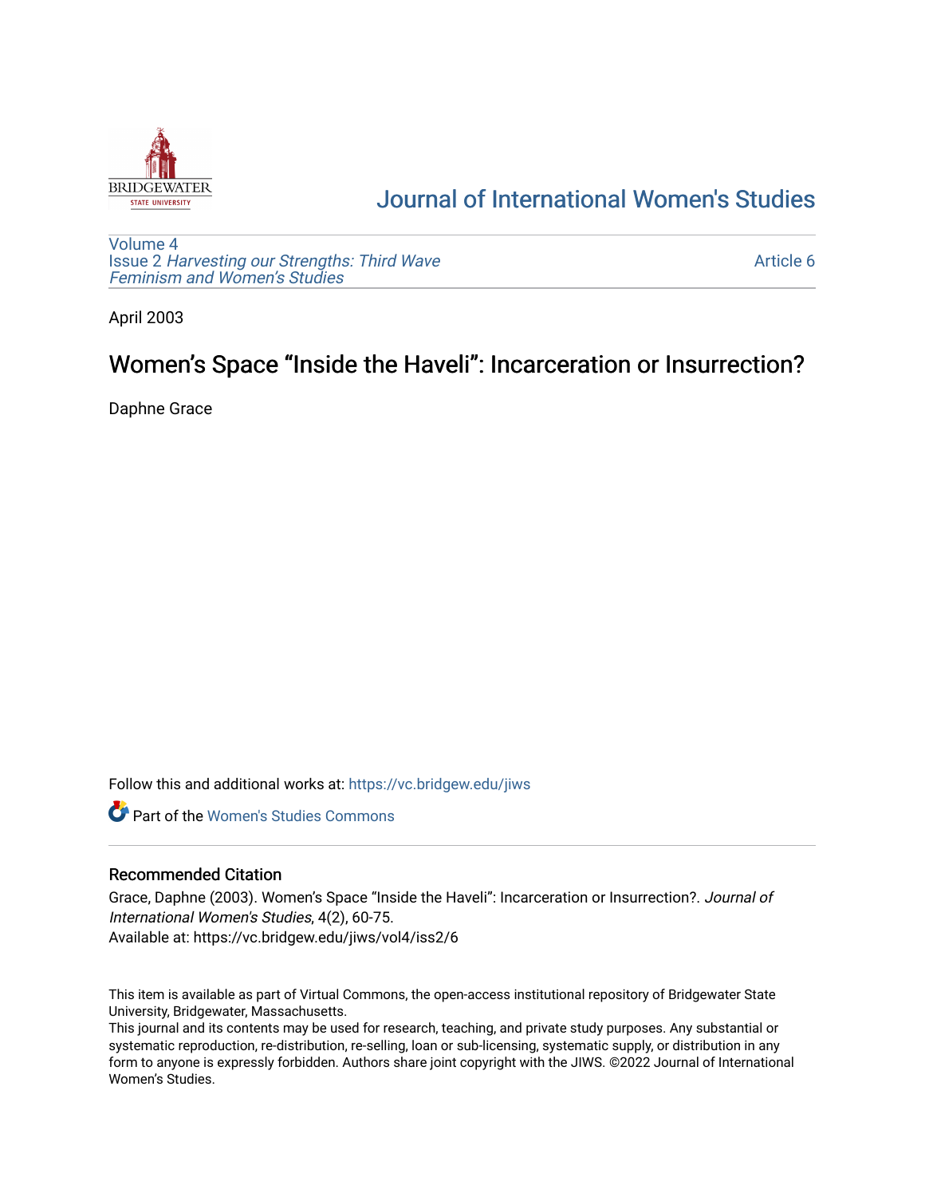BRIDGEWATER STATE UNIVERSITY

# Journal of International Women's Studies

Volume 4
Issue 2 *Harvesting our Strengths: Third Wave Feminism and Women's Studies*

Article 6

April 2003

# Women's Space "Inside the Haveli": Incarceration or Insurrection?

Daphne Grace

Follow this and additional works at: https://vc.bridgew.edu/jiws

Part of the Women's Studies Commons

## Recommended Citation

Grace, Daphne (2003). Women's Space "Inside the Haveli": Incarceration or Insurrection?. *Journal of International Women's Studies*, 4(2), 60-75.
Available at: https://vc.bridgew.edu/jiws/vol4/iss2/6

This item is available as part of Virtual Commons, the open-access institutional repository of Bridgewater State University, Bridgewater, Massachusetts.
This journal and its contents may be used for research, teaching, and private study purposes. Any substantial or systematic reproduction, re-distribution, re-selling, loan or sub-licensing, systematic supply, or distribution in any form to anyone is expressly forbidden. Authors share joint copyright with the JIWS. ©2022 Journal of International Women's Studies.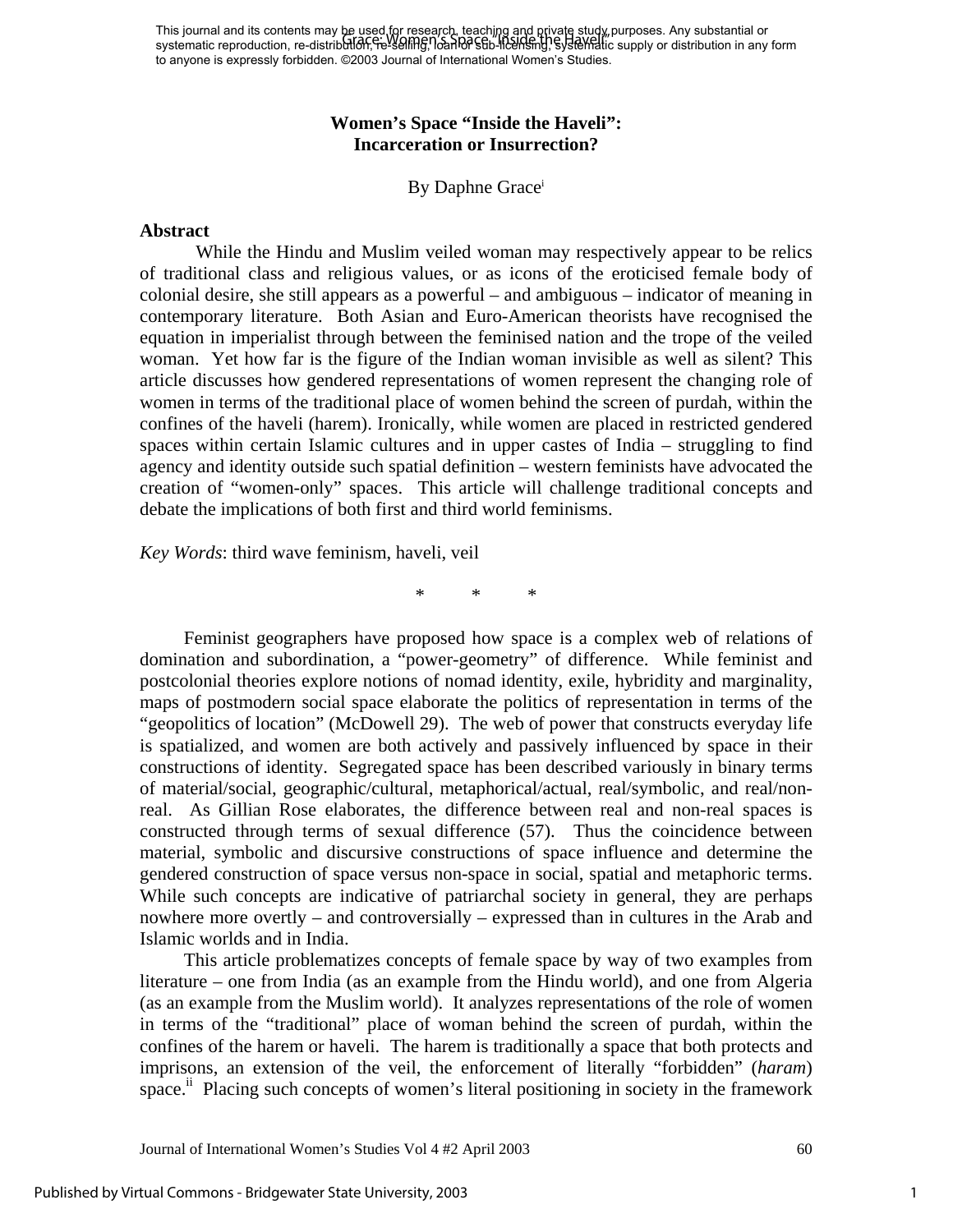# Women's Space "Inside the Haveli": Incarceration or Insurrection?

By Daphne Grace[i]

## Abstract

While the Hindu and Muslim veiled woman may respectively appear to be relics of traditional class and religious values, or as icons of the eroticised female body of colonial desire, she still appears as a powerful – and ambiguous – indicator of meaning in contemporary literature. Both Asian and Euro-American theorists have recognised the equation in imperialist through between the feminised nation and the trope of the veiled woman. Yet how far is the figure of the Indian woman invisible as well as silent? This article discusses how gendered representations of women represent the changing role of women in terms of the traditional place of women behind the screen of purdah, within the confines of the haveli (harem). Ironically, while women are placed in restricted gendered spaces within certain Islamic cultures and in upper castes of India – struggling to find agency and identity outside such spatial definition – western feminists have advocated the creation of "women-only" spaces. This article will challenge traditional concepts and debate the implications of both first and third world feminisms.

*Key Words*: third wave feminism, haveli, veil

\* \* \*

Feminist geographers have proposed how space is a complex web of relations of domination and subordination, a "power-geometry" of difference. While feminist and postcolonial theories explore notions of nomad identity, exile, hybridity and marginality, maps of postmodern social space elaborate the politics of representation in terms of the "geopolitics of location" (McDowell 29). The web of power that constructs everyday life is spatialized, and women are both actively and passively influenced by space in their constructions of identity. Segregated space has been described variously in binary terms of material/social, geographic/cultural, metaphorical/actual, real/symbolic, and real/non-real. As Gillian Rose elaborates, the difference between real and non-real spaces is constructed through terms of sexual difference (57). Thus the coincidence between material, symbolic and discursive constructions of space influence and determine the gendered construction of space versus non-space in social, spatial and metaphoric terms. While such concepts are indicative of patriarchal society in general, they are perhaps nowhere more overtly – and controversially – expressed than in cultures in the Arab and Islamic worlds and in India.

This article problematizes concepts of female space by way of two examples from literature – one from India (as an example from the Hindu world), and one from Algeria (as an example from the Muslim world). It analyzes representations of the role of women in terms of the "traditional" place of woman behind the screen of purdah, within the confines of the harem or haveli. The harem is traditionally a space that both protects and imprisons, an extension of the veil, the enforcement of literally "forbidden" (*haram*) space.[ii] Placing such concepts of women's literal positioning in society in the framework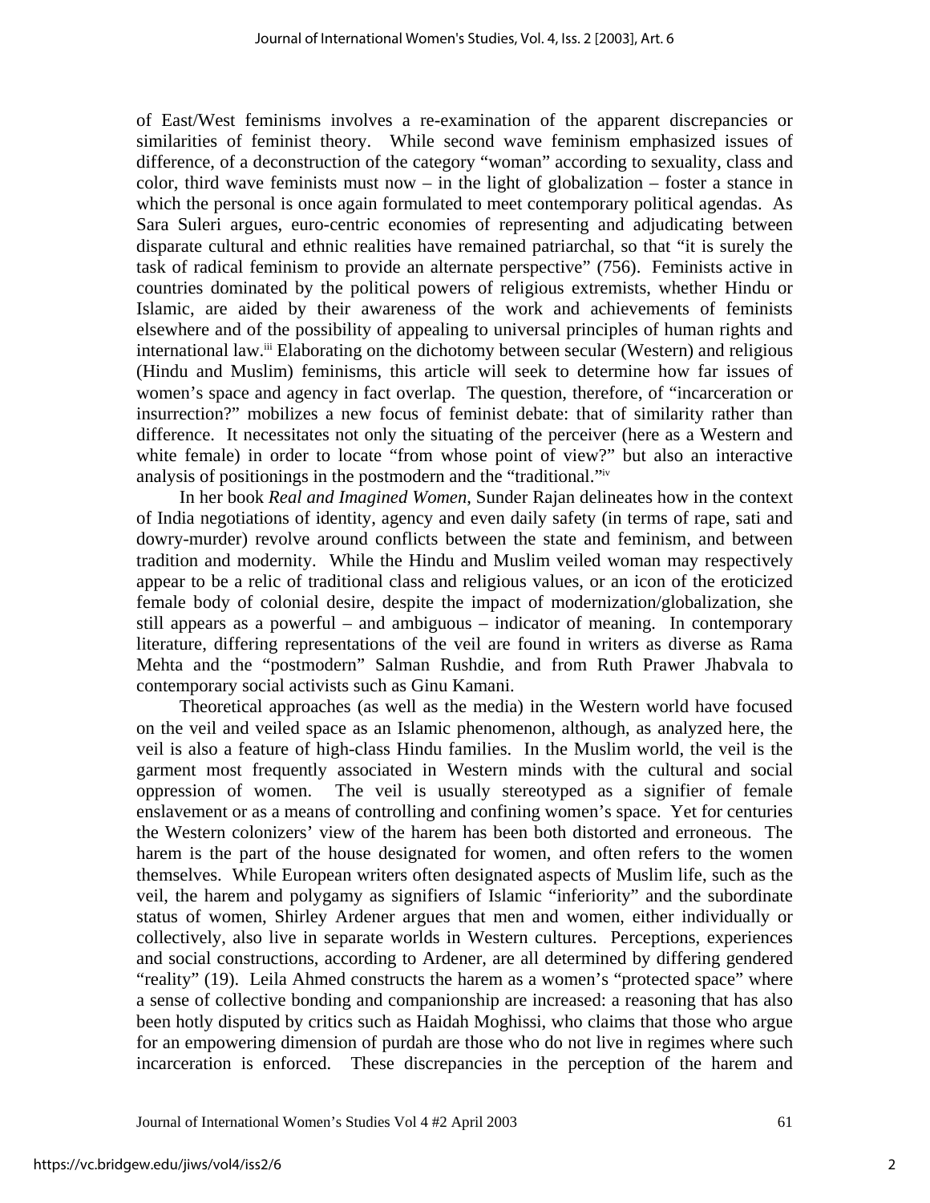of East/West feminisms involves a re-examination of the apparent discrepancies or similarities of feminist theory. While second wave feminism emphasized issues of difference, of a deconstruction of the category "woman" according to sexuality, class and color, third wave feminists must now – in the light of globalization – foster a stance in which the personal is once again formulated to meet contemporary political agendas. As Sara Suleri argues, euro-centric economies of representing and adjudicating between disparate cultural and ethnic realities have remained patriarchal, so that "it is surely the task of radical feminism to provide an alternate perspective" (756). Feminists active in countries dominated by the political powers of religious extremists, whether Hindu or Islamic, are aided by their awareness of the work and achievements of feminists elsewhere and of the possibility of appealing to universal principles of human rights and international law.[iii] Elaborating on the dichotomy between secular (Western) and religious (Hindu and Muslim) feminisms, this article will seek to determine how far issues of women's space and agency in fact overlap. The question, therefore, of "incarceration or insurrection?" mobilizes a new focus of feminist debate: that of similarity rather than difference. It necessitates not only the situating of the perceiver (here as a Western and white female) in order to locate "from whose point of view?" but also an interactive analysis of positionings in the postmodern and the "traditional."[iv]

In her book *Real and Imagined Women*, Sunder Rajan delineates how in the context of India negotiations of identity, agency and even daily safety (in terms of rape, sati and dowry-murder) revolve around conflicts between the state and feminism, and between tradition and modernity. While the Hindu and Muslim veiled woman may respectively appear to be a relic of traditional class and religious values, or an icon of the eroticized female body of colonial desire, despite the impact of modernization/globalization, she still appears as a powerful – and ambiguous – indicator of meaning. In contemporary literature, differing representations of the veil are found in writers as diverse as Rama Mehta and the "postmodern" Salman Rushdie, and from Ruth Prawer Jhabvala to contemporary social activists such as Ginu Kamani.

Theoretical approaches (as well as the media) in the Western world have focused on the veil and veiled space as an Islamic phenomenon, although, as analyzed here, the veil is also a feature of high-class Hindu families. In the Muslim world, the veil is the garment most frequently associated in Western minds with the cultural and social oppression of women. The veil is usually stereotyped as a signifier of female enslavement or as a means of controlling and confining women's space. Yet for centuries the Western colonizers' view of the harem has been both distorted and erroneous. The harem is the part of the house designated for women, and often refers to the women themselves. While European writers often designated aspects of Muslim life, such as the veil, the harem and polygamy as signifiers of Islamic "inferiority" and the subordinate status of women, Shirley Ardener argues that men and women, either individually or collectively, also live in separate worlds in Western cultures. Perceptions, experiences and social constructions, according to Ardener, are all determined by differing gendered "reality" (19). Leila Ahmed constructs the harem as a women's "protected space" where a sense of collective bonding and companionship are increased: a reasoning that has also been hotly disputed by critics such as Haidah Moghissi, who claims that those who argue for an empowering dimension of purdah are those who do not live in regimes where such incarceration is enforced. These discrepancies in the perception of the harem and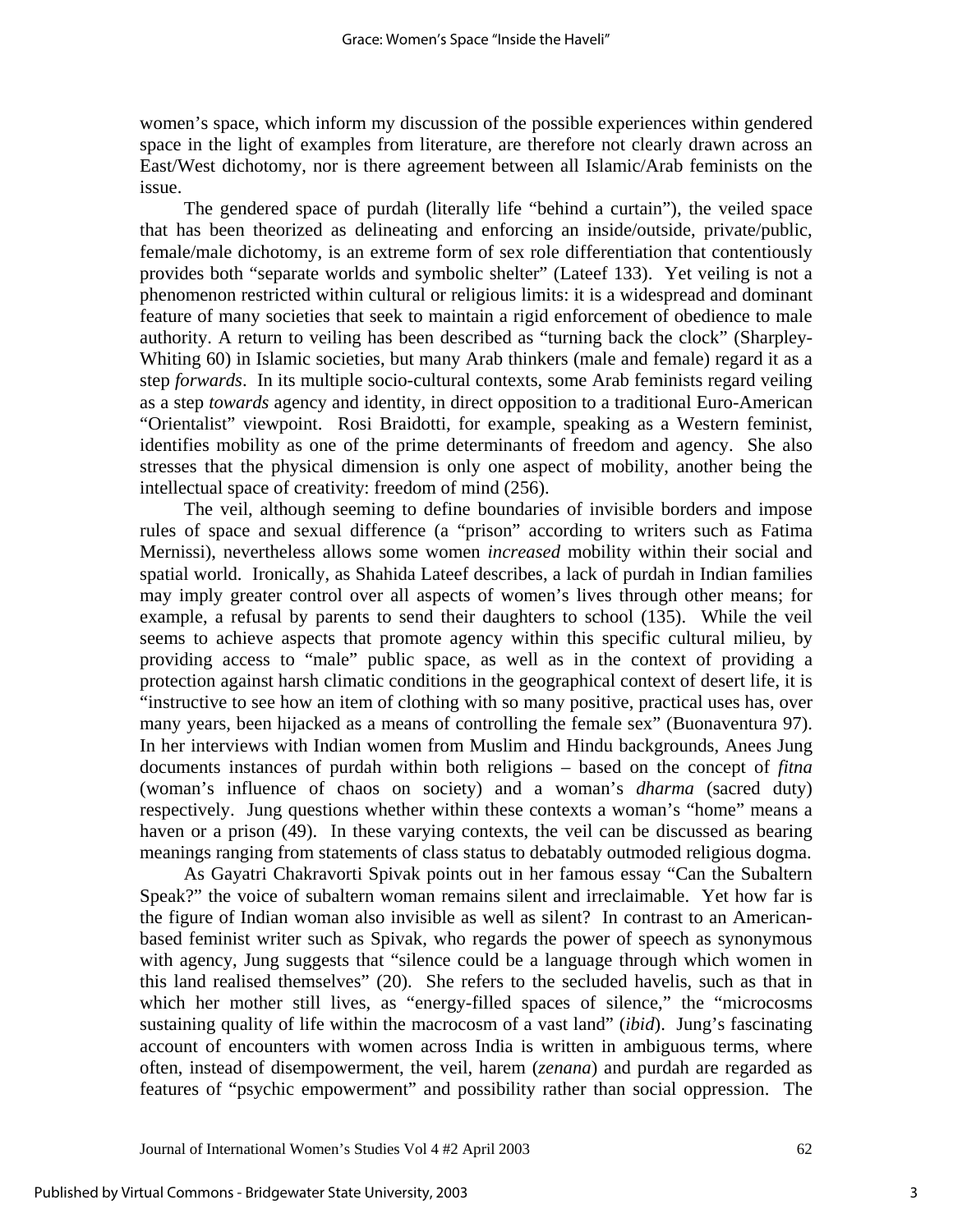women's space, which inform my discussion of the possible experiences within gendered space in the light of examples from literature, are therefore not clearly drawn across an East/West dichotomy, nor is there agreement between all Islamic/Arab feminists on the issue.

The gendered space of purdah (literally life "behind a curtain"), the veiled space that has been theorized as delineating and enforcing an inside/outside, private/public, female/male dichotomy, is an extreme form of sex role differentiation that contentiously provides both "separate worlds and symbolic shelter" (Lateef 133). Yet veiling is not a phenomenon restricted within cultural or religious limits: it is a widespread and dominant feature of many societies that seek to maintain a rigid enforcement of obedience to male authority. A return to veiling has been described as "turning back the clock" (Sharpley-Whiting 60) in Islamic societies, but many Arab thinkers (male and female) regard it as a step *forwards*. In its multiple socio-cultural contexts, some Arab feminists regard veiling as a step *towards* agency and identity, in direct opposition to a traditional Euro-American "Orientalist" viewpoint. Rosi Braidotti, for example, speaking as a Western feminist, identifies mobility as one of the prime determinants of freedom and agency. She also stresses that the physical dimension is only one aspect of mobility, another being the intellectual space of creativity: freedom of mind (256).

The veil, although seeming to define boundaries of invisible borders and impose rules of space and sexual difference (a "prison" according to writers such as Fatima Mernissi), nevertheless allows some women *increased* mobility within their social and spatial world. Ironically, as Shahida Lateef describes, a lack of purdah in Indian families may imply greater control over all aspects of women's lives through other means; for example, a refusal by parents to send their daughters to school (135). While the veil seems to achieve aspects that promote agency within this specific cultural milieu, by providing access to "male" public space, as well as in the context of providing a protection against harsh climatic conditions in the geographical context of desert life, it is "instructive to see how an item of clothing with so many positive, practical uses has, over many years, been hijacked as a means of controlling the female sex" (Buonaventura 97). In her interviews with Indian women from Muslim and Hindu backgrounds, Anees Jung documents instances of purdah within both religions – based on the concept of *fitna* (woman's influence of chaos on society) and a woman's *dharma* (sacred duty) respectively. Jung questions whether within these contexts a woman's "home" means a haven or a prison (49). In these varying contexts, the veil can be discussed as bearing meanings ranging from statements of class status to debatably outmoded religious dogma.

As Gayatri Chakravorti Spivak points out in her famous essay "Can the Subaltern Speak?" the voice of subaltern woman remains silent and irreclaimable. Yet how far is the figure of Indian woman also invisible as well as silent? In contrast to an American-based feminist writer such as Spivak, who regards the power of speech as synonymous with agency, Jung suggests that "silence could be a language through which women in this land realised themselves" (20). She refers to the secluded havelis, such as that in which her mother still lives, as "energy-filled spaces of silence," the "microcosms sustaining quality of life within the macrocosm of a vast land" (*ibid*). Jung's fascinating account of encounters with women across India is written in ambiguous terms, where often, instead of disempowerment, the veil, harem (*zenana*) and purdah are regarded as features of "psychic empowerment" and possibility rather than social oppression. The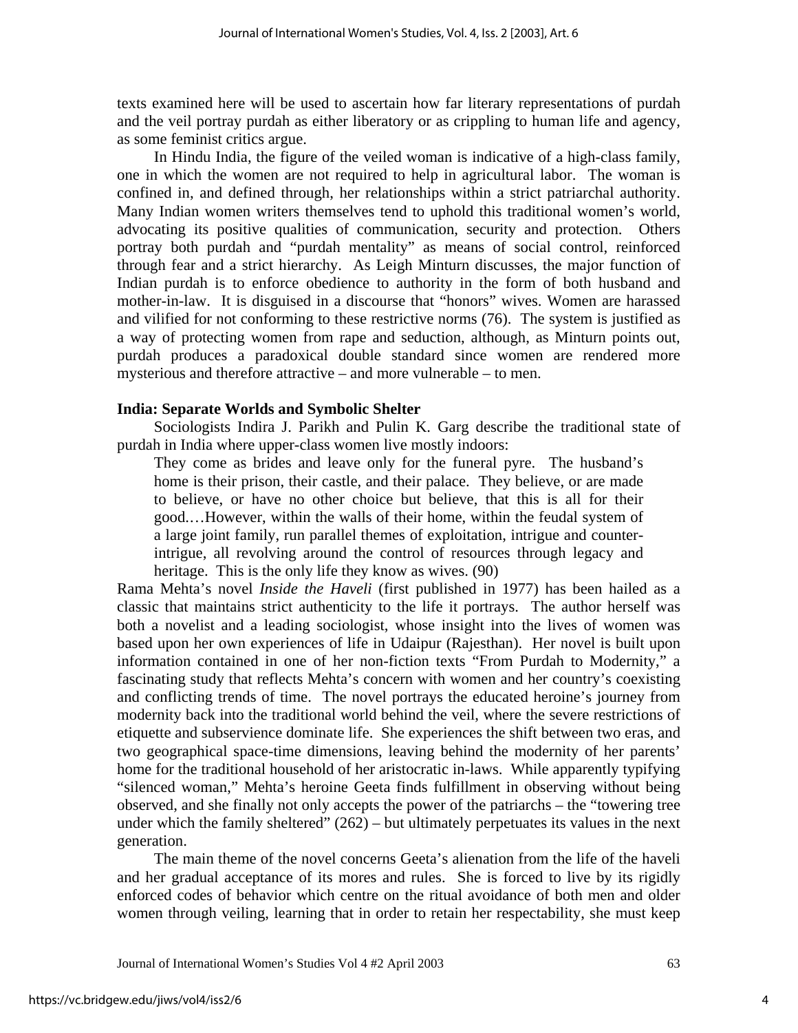texts examined here will be used to ascertain how far literary representations of purdah and the veil portray purdah as either liberatory or as crippling to human life and agency, as some feminist critics argue.

In Hindu India, the figure of the veiled woman is indicative of a high-class family, one in which the women are not required to help in agricultural labor. The woman is confined in, and defined through, her relationships within a strict patriarchal authority. Many Indian women writers themselves tend to uphold this traditional women's world, advocating its positive qualities of communication, security and protection. Others portray both purdah and "purdah mentality" as means of social control, reinforced through fear and a strict hierarchy. As Leigh Minturn discusses, the major function of Indian purdah is to enforce obedience to authority in the form of both husband and mother-in-law. It is disguised in a discourse that "honors" wives. Women are harassed and vilified for not conforming to these restrictive norms (76). The system is justified as a way of protecting women from rape and seduction, although, as Minturn points out, purdah produces a paradoxical double standard since women are rendered more mysterious and therefore attractive – and more vulnerable – to men.

### India: Separate Worlds and Symbolic Shelter

Sociologists Indira J. Parikh and Pulin K. Garg describe the traditional state of purdah in India where upper-class women live mostly indoors:

> They come as brides and leave only for the funeral pyre. The husband's home is their prison, their castle, and their palace. They believe, or are made to believe, or have no other choice but believe, that this is all for their good.…However, within the walls of their home, within the feudal system of a large joint family, run parallel themes of exploitation, intrigue and counter-intrigue, all revolving around the control of resources through legacy and heritage. This is the only life they know as wives. (90)

Rama Mehta's novel *Inside the Haveli* (first published in 1977) has been hailed as a classic that maintains strict authenticity to the life it portrays. The author herself was both a novelist and a leading sociologist, whose insight into the lives of women was based upon her own experiences of life in Udaipur (Rajesthan). Her novel is built upon information contained in one of her non-fiction texts "From Purdah to Modernity," a fascinating study that reflects Mehta's concern with women and her country's coexisting and conflicting trends of time. The novel portrays the educated heroine's journey from modernity back into the traditional world behind the veil, where the severe restrictions of etiquette and subservience dominate life. She experiences the shift between two eras, and two geographical space-time dimensions, leaving behind the modernity of her parents' home for the traditional household of her aristocratic in-laws. While apparently typifying "silenced woman," Mehta's heroine Geeta finds fulfillment in observing without being observed, and she finally not only accepts the power of the patriarchs – the "towering tree under which the family sheltered" (262) – but ultimately perpetuates its values in the next generation.

The main theme of the novel concerns Geeta's alienation from the life of the haveli and her gradual acceptance of its mores and rules. She is forced to live by its rigidly enforced codes of behavior which centre on the ritual avoidance of both men and older women through veiling, learning that in order to retain her respectability, she must keep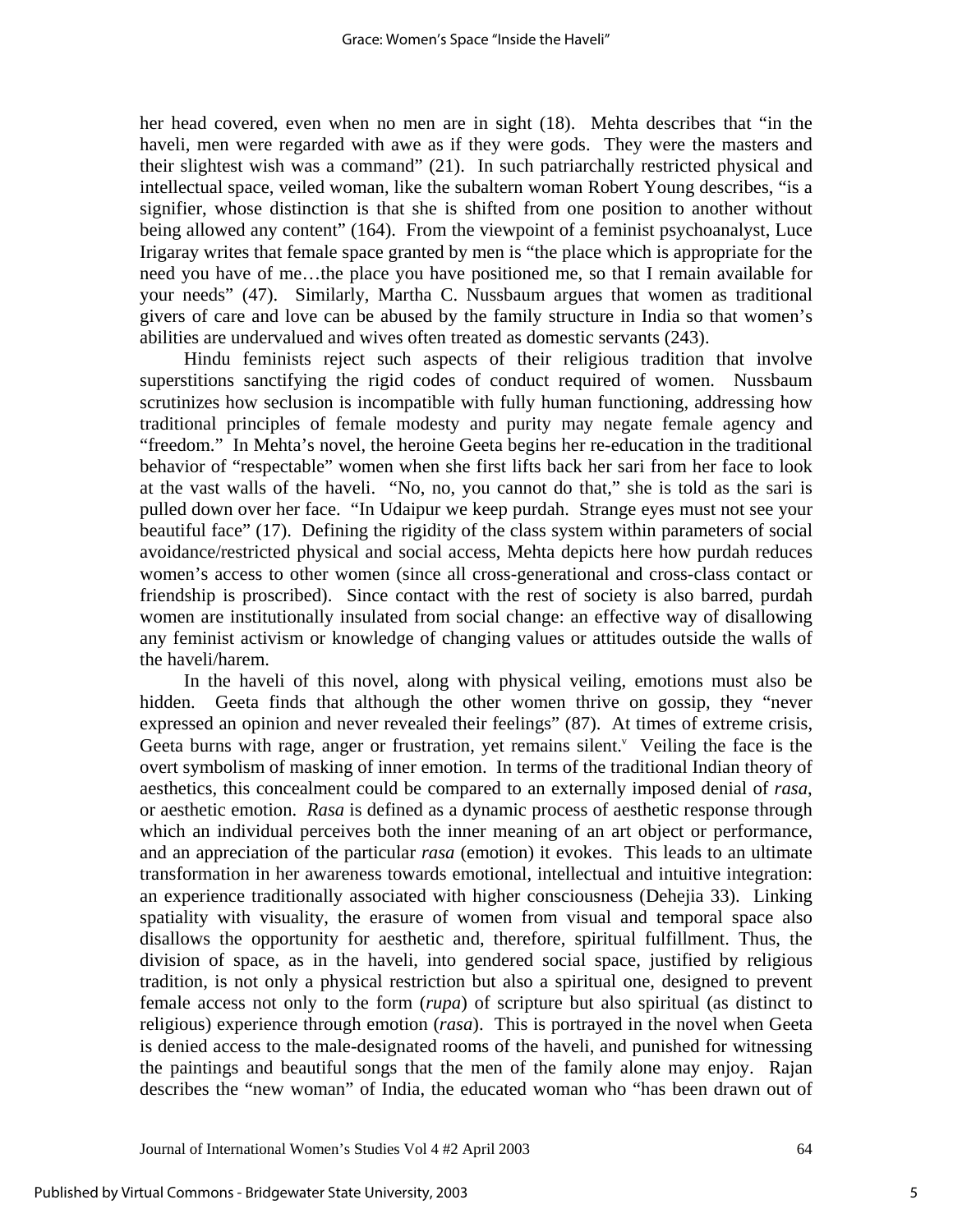her head covered, even when no men are in sight (18). Mehta describes that "in the haveli, men were regarded with awe as if they were gods. They were the masters and their slightest wish was a command" (21). In such patriarchally restricted physical and intellectual space, veiled woman, like the subaltern woman Robert Young describes, "is a signifier, whose distinction is that she is shifted from one position to another without being allowed any content" (164). From the viewpoint of a feminist psychoanalyst, Luce Irigaray writes that female space granted by men is "the place which is appropriate for the need you have of me…the place you have positioned me, so that I remain available for your needs" (47). Similarly, Martha C. Nussbaum argues that women as traditional givers of care and love can be abused by the family structure in India so that women's abilities are undervalued and wives often treated as domestic servants (243).

Hindu feminists reject such aspects of their religious tradition that involve superstitions sanctifying the rigid codes of conduct required of women. Nussbaum scrutinizes how seclusion is incompatible with fully human functioning, addressing how traditional principles of female modesty and purity may negate female agency and "freedom." In Mehta's novel, the heroine Geeta begins her re-education in the traditional behavior of "respectable" women when she first lifts back her sari from her face to look at the vast walls of the haveli. "No, no, you cannot do that," she is told as the sari is pulled down over her face. "In Udaipur we keep purdah. Strange eyes must not see your beautiful face" (17). Defining the rigidity of the class system within parameters of social avoidance/restricted physical and social access, Mehta depicts here how purdah reduces women's access to other women (since all cross-generational and cross-class contact or friendship is proscribed). Since contact with the rest of society is also barred, purdah women are institutionally insulated from social change: an effective way of disallowing any feminist activism or knowledge of changing values or attitudes outside the walls of the haveli/harem.

In the haveli of this novel, along with physical veiling, emotions must also be hidden. Geeta finds that although the other women thrive on gossip, they "never expressed an opinion and never revealed their feelings" (87). At times of extreme crisis, Geeta burns with rage, anger or frustration, yet remains silent.[v] Veiling the face is the overt symbolism of masking of inner emotion. In terms of the traditional Indian theory of aesthetics, this concealment could be compared to an externally imposed denial of *rasa*, or aesthetic emotion. *Rasa* is defined as a dynamic process of aesthetic response through which an individual perceives both the inner meaning of an art object or performance, and an appreciation of the particular *rasa* (emotion) it evokes. This leads to an ultimate transformation in her awareness towards emotional, intellectual and intuitive integration: an experience traditionally associated with higher consciousness (Dehejia 33). Linking spatiality with visuality, the erasure of women from visual and temporal space also disallows the opportunity for aesthetic and, therefore, spiritual fulfillment. Thus, the division of space, as in the haveli, into gendered social space, justified by religious tradition, is not only a physical restriction but also a spiritual one, designed to prevent female access not only to the form (*rupa*) of scripture but also spiritual (as distinct to religious) experience through emotion (*rasa*). This is portrayed in the novel when Geeta is denied access to the male-designated rooms of the haveli, and punished for witnessing the paintings and beautiful songs that the men of the family alone may enjoy. Rajan describes the "new woman" of India, the educated woman who "has been drawn out of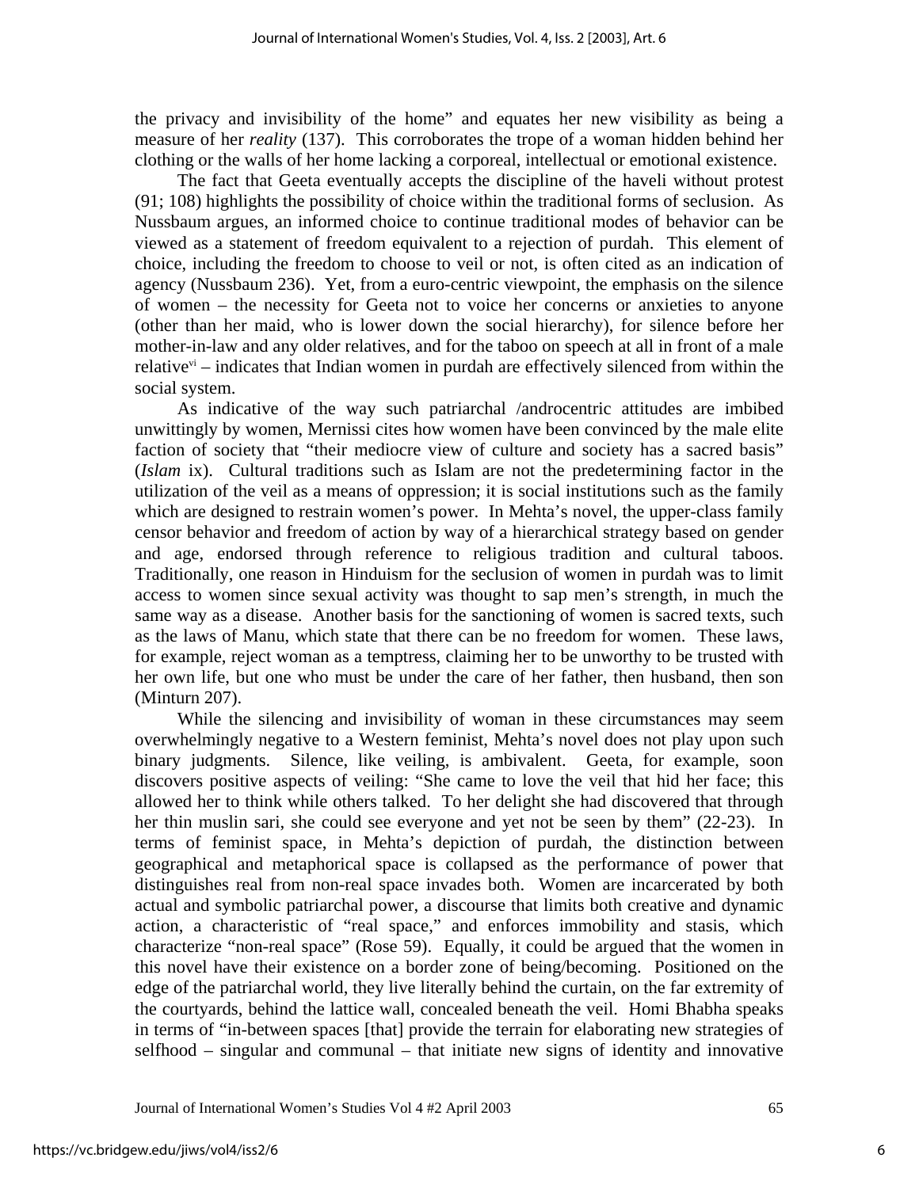the privacy and invisibility of the home" and equates her new visibility as being a measure of her *reality* (137). This corroborates the trope of a woman hidden behind her clothing or the walls of her home lacking a corporeal, intellectual or emotional existence.

The fact that Geeta eventually accepts the discipline of the haveli without protest (91; 108) highlights the possibility of choice within the traditional forms of seclusion. As Nussbaum argues, an informed choice to continue traditional modes of behavior can be viewed as a statement of freedom equivalent to a rejection of purdah. This element of choice, including the freedom to choose to veil or not, is often cited as an indication of agency (Nussbaum 236). Yet, from a euro-centric viewpoint, the emphasis on the silence of women – the necessity for Geeta not to voice her concerns or anxieties to anyone (other than her maid, who is lower down the social hierarchy), for silence before her mother-in-law and any older relatives, and for the taboo on speech at all in front of a male relative[vi] – indicates that Indian women in purdah are effectively silenced from within the social system.

As indicative of the way such patriarchal /androcentric attitudes are imbibed unwittingly by women, Mernissi cites how women have been convinced by the male elite faction of society that "their mediocre view of culture and society has a sacred basis" (*Islam* ix). Cultural traditions such as Islam are not the predetermining factor in the utilization of the veil as a means of oppression; it is social institutions such as the family which are designed to restrain women's power. In Mehta's novel, the upper-class family censor behavior and freedom of action by way of a hierarchical strategy based on gender and age, endorsed through reference to religious tradition and cultural taboos. Traditionally, one reason in Hinduism for the seclusion of women in purdah was to limit access to women since sexual activity was thought to sap men's strength, in much the same way as a disease. Another basis for the sanctioning of women is sacred texts, such as the laws of Manu, which state that there can be no freedom for women. These laws, for example, reject woman as a temptress, claiming her to be unworthy to be trusted with her own life, but one who must be under the care of her father, then husband, then son (Minturn 207).

While the silencing and invisibility of woman in these circumstances may seem overwhelmingly negative to a Western feminist, Mehta's novel does not play upon such binary judgments. Silence, like veiling, is ambivalent. Geeta, for example, soon discovers positive aspects of veiling: "She came to love the veil that hid her face; this allowed her to think while others talked. To her delight she had discovered that through her thin muslin sari, she could see everyone and yet not be seen by them" (22-23). In terms of feminist space, in Mehta's depiction of purdah, the distinction between geographical and metaphorical space is collapsed as the performance of power that distinguishes real from non-real space invades both. Women are incarcerated by both actual and symbolic patriarchal power, a discourse that limits both creative and dynamic action, a characteristic of "real space," and enforces immobility and stasis, which characterize "non-real space" (Rose 59). Equally, it could be argued that the women in this novel have their existence on a border zone of being/becoming. Positioned on the edge of the patriarchal world, they live literally behind the curtain, on the far extremity of the courtyards, behind the lattice wall, concealed beneath the veil. Homi Bhabha speaks in terms of "in-between spaces [that] provide the terrain for elaborating new strategies of selfhood – singular and communal – that initiate new signs of identity and innovative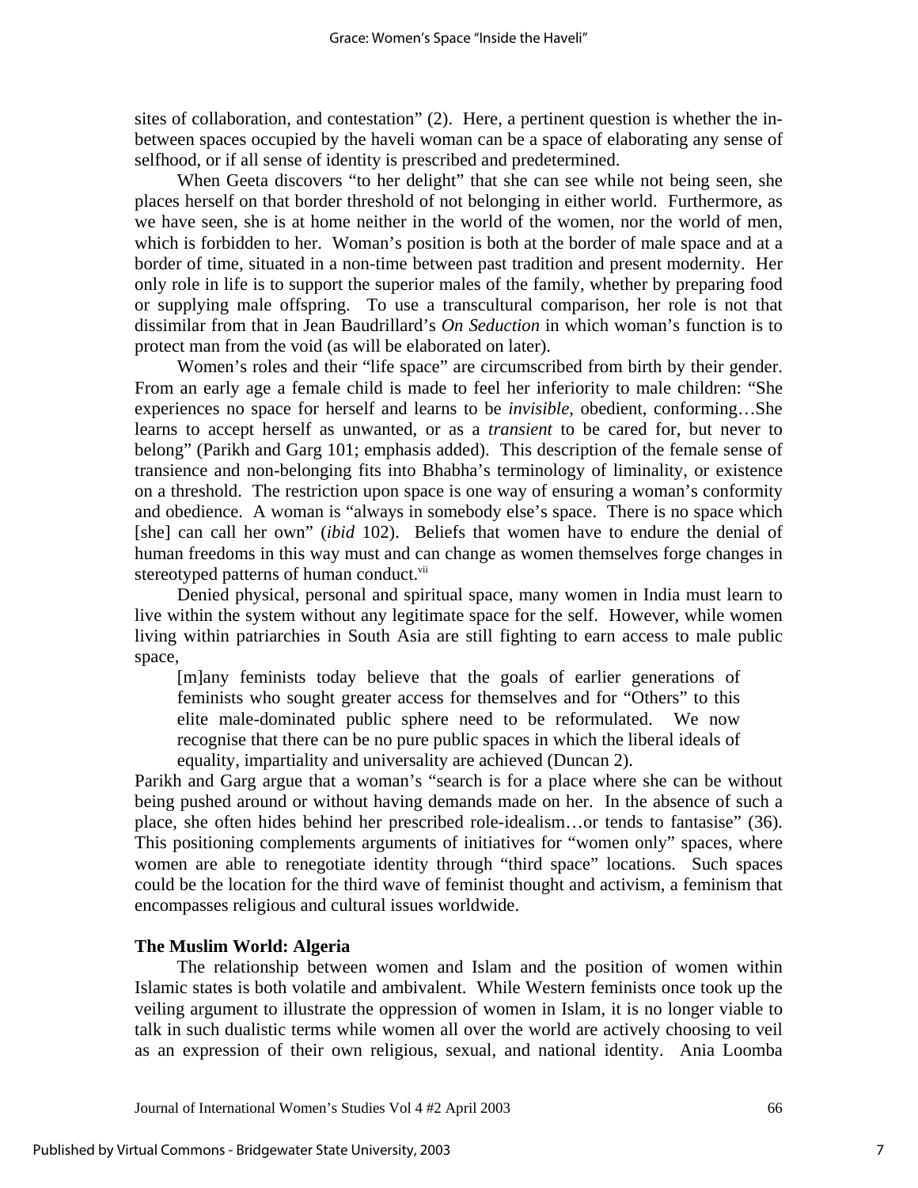sites of collaboration, and contestation" (2). Here, a pertinent question is whether the in-between spaces occupied by the haveli woman can be a space of elaborating any sense of selfhood, or if all sense of identity is prescribed and predetermined.

When Geeta discovers "to her delight" that she can see while not being seen, she places herself on that border threshold of not belonging in either world. Furthermore, as we have seen, she is at home neither in the world of the women, nor the world of men, which is forbidden to her. Woman's position is both at the border of male space and at a border of time, situated in a non-time between past tradition and present modernity. Her only role in life is to support the superior males of the family, whether by preparing food or supplying male offspring. To use a transcultural comparison, her role is not that dissimilar from that in Jean Baudrillard's *On Seduction* in which woman's function is to protect man from the void (as will be elaborated on later).

Women's roles and their "life space" are circumscribed from birth by their gender. From an early age a female child is made to feel her inferiority to male children: "She experiences no space for herself and learns to be *invisible*, obedient, conforming…She learns to accept herself as unwanted, or as a *transient* to be cared for, but never to belong" (Parikh and Garg 101; emphasis added). This description of the female sense of transience and non-belonging fits into Bhabha's terminology of liminality, or existence on a threshold. The restriction upon space is one way of ensuring a woman's conformity and obedience. A woman is "always in somebody else's space. There is no space which [she] can call her own" (*ibid* 102). Beliefs that women have to endure the denial of human freedoms in this way must and can change as women themselves forge changes in stereotyped patterns of human conduct.[vii]

Denied physical, personal and spiritual space, many women in India must learn to live within the system without any legitimate space for the self. However, while women living within patriarchies in South Asia are still fighting to earn access to male public space,

> [m]any feminists today believe that the goals of earlier generations of feminists who sought greater access for themselves and for "Others" to this elite male-dominated public sphere need to be reformulated. We now recognise that there can be no pure public spaces in which the liberal ideals of equality, impartiality and universality are achieved (Duncan 2).

Parikh and Garg argue that a woman's "search is for a place where she can be without being pushed around or without having demands made on her. In the absence of such a place, she often hides behind her prescribed role-idealism…or tends to fantasise" (36). This positioning complements arguments of initiatives for "women only" spaces, where women are able to renegotiate identity through "third space" locations. Such spaces could be the location for the third wave of feminist thought and activism, a feminism that encompasses religious and cultural issues worldwide.

**The Muslim World: Algeria**

The relationship between women and Islam and the position of women within Islamic states is both volatile and ambivalent. While Western feminists once took up the veiling argument to illustrate the oppression of women in Islam, it is no longer viable to talk in such dualistic terms while women all over the world are actively choosing to veil as an expression of their own religious, sexual, and national identity. Ania Loomba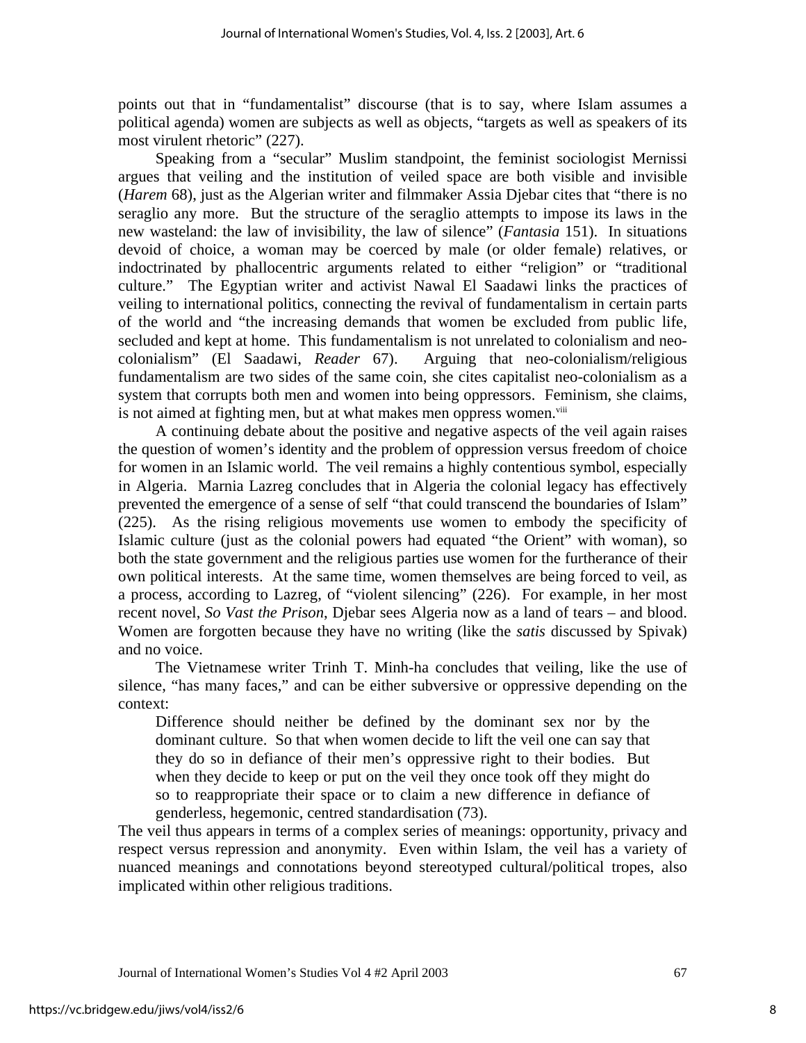points out that in "fundamentalist" discourse (that is to say, where Islam assumes a political agenda) women are subjects as well as objects, "targets as well as speakers of its most virulent rhetoric" (227).

Speaking from a "secular" Muslim standpoint, the feminist sociologist Mernissi argues that veiling and the institution of veiled space are both visible and invisible (*Harem* 68), just as the Algerian writer and filmmaker Assia Djebar cites that "there is no seraglio any more. But the structure of the seraglio attempts to impose its laws in the new wasteland: the law of invisibility, the law of silence" (*Fantasia* 151). In situations devoid of choice, a woman may be coerced by male (or older female) relatives, or indoctrinated by phallocentric arguments related to either "religion" or "traditional culture." The Egyptian writer and activist Nawal El Saadawi links the practices of veiling to international politics, connecting the revival of fundamentalism in certain parts of the world and "the increasing demands that women be excluded from public life, secluded and kept at home. This fundamentalism is not unrelated to colonialism and neo-colonialism" (El Saadawi, *Reader* 67). Arguing that neo-colonialism/religious fundamentalism are two sides of the same coin, she cites capitalist neo-colonialism as a system that corrupts both men and women into being oppressors. Feminism, she claims, is not aimed at fighting men, but at what makes men oppress women.[viii]

A continuing debate about the positive and negative aspects of the veil again raises the question of women's identity and the problem of oppression versus freedom of choice for women in an Islamic world. The veil remains a highly contentious symbol, especially in Algeria. Marnia Lazreg concludes that in Algeria the colonial legacy has effectively prevented the emergence of a sense of self "that could transcend the boundaries of Islam" (225). As the rising religious movements use women to embody the specificity of Islamic culture (just as the colonial powers had equated "the Orient" with woman), so both the state government and the religious parties use women for the furtherance of their own political interests. At the same time, women themselves are being forced to veil, as a process, according to Lazreg, of "violent silencing" (226). For example, in her most recent novel, *So Vast the Prison*, Djebar sees Algeria now as a land of tears – and blood. Women are forgotten because they have no writing (like the *satis* discussed by Spivak) and no voice.

The Vietnamese writer Trinh T. Minh-ha concludes that veiling, like the use of silence, "has many faces," and can be either subversive or oppressive depending on the context:

> Difference should neither be defined by the dominant sex nor by the dominant culture. So that when women decide to lift the veil one can say that they do so in defiance of their men's oppressive right to their bodies. But when they decide to keep or put on the veil they once took off they might do so to reappropriate their space or to claim a new difference in defiance of genderless, hegemonic, centred standardisation (73).

The veil thus appears in terms of a complex series of meanings: opportunity, privacy and respect versus repression and anonymity. Even within Islam, the veil has a variety of nuanced meanings and connotations beyond stereotyped cultural/political tropes, also implicated within other religious traditions.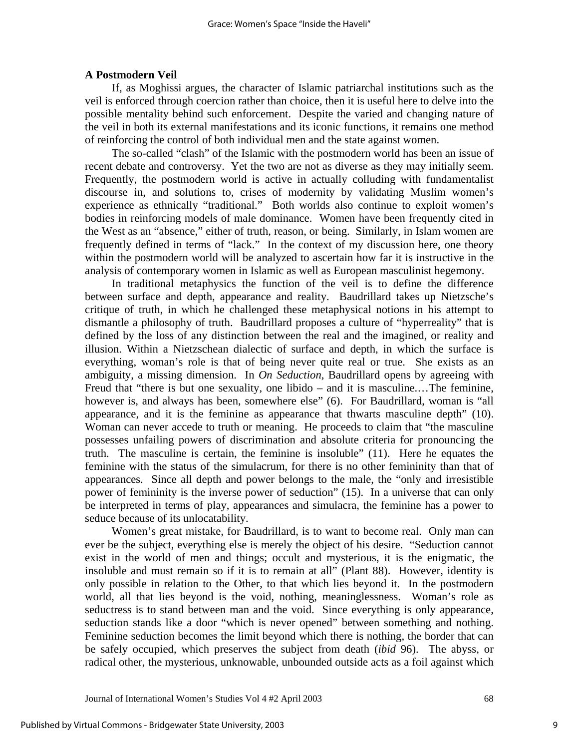## A Postmodern Veil

If, as Moghissi argues, the character of Islamic patriarchal institutions such as the veil is enforced through coercion rather than choice, then it is useful here to delve into the possible mentality behind such enforcement. Despite the varied and changing nature of the veil in both its external manifestations and its iconic functions, it remains one method of reinforcing the control of both individual men and the state against women.

The so-called "clash" of the Islamic with the postmodern world has been an issue of recent debate and controversy. Yet the two are not as diverse as they may initially seem. Frequently, the postmodern world is active in actually colluding with fundamentalist discourse in, and solutions to, crises of modernity by validating Muslim women's experience as ethnically "traditional." Both worlds also continue to exploit women's bodies in reinforcing models of male dominance. Women have been frequently cited in the West as an "absence," either of truth, reason, or being. Similarly, in Islam women are frequently defined in terms of "lack." In the context of my discussion here, one theory within the postmodern world will be analyzed to ascertain how far it is instructive in the analysis of contemporary women in Islamic as well as European masculinist hegemony.

In traditional metaphysics the function of the veil is to define the difference between surface and depth, appearance and reality. Baudrillard takes up Nietzsche's critique of truth, in which he challenged these metaphysical notions in his attempt to dismantle a philosophy of truth. Baudrillard proposes a culture of "hyperreality" that is defined by the loss of any distinction between the real and the imagined, or reality and illusion. Within a Nietzschean dialectic of surface and depth, in which the surface is everything, woman's role is that of being never quite real or true. She exists as an ambiguity, a missing dimension. In *On Seduction*, Baudrillard opens by agreeing with Freud that "there is but one sexuality, one libido – and it is masculine.…The feminine, however is, and always has been, somewhere else" (6). For Baudrillard, woman is "all appearance, and it is the feminine as appearance that thwarts masculine depth" (10). Woman can never accede to truth or meaning. He proceeds to claim that "the masculine possesses unfailing powers of discrimination and absolute criteria for pronouncing the truth. The masculine is certain, the feminine is insoluble" (11). Here he equates the feminine with the status of the simulacrum, for there is no other femininity than that of appearances. Since all depth and power belongs to the male, the "only and irresistible power of femininity is the inverse power of seduction" (15). In a universe that can only be interpreted in terms of play, appearances and simulacra, the feminine has a power to seduce because of its unlocatability.

Women's great mistake, for Baudrillard, is to want to become real. Only man can ever be the subject, everything else is merely the object of his desire. "Seduction cannot exist in the world of men and things; occult and mysterious, it is the enigmatic, the insoluble and must remain so if it is to remain at all" (Plant 88). However, identity is only possible in relation to the Other, to that which lies beyond it. In the postmodern world, all that lies beyond is the void, nothing, meaninglessness. Woman's role as seductress is to stand between man and the void. Since everything is only appearance, seduction stands like a door "which is never opened" between something and nothing. Feminine seduction becomes the limit beyond which there is nothing, the border that can be safely occupied, which preserves the subject from death (*ibid* 96). The abyss, or radical other, the mysterious, unknowable, unbounded outside acts as a foil against which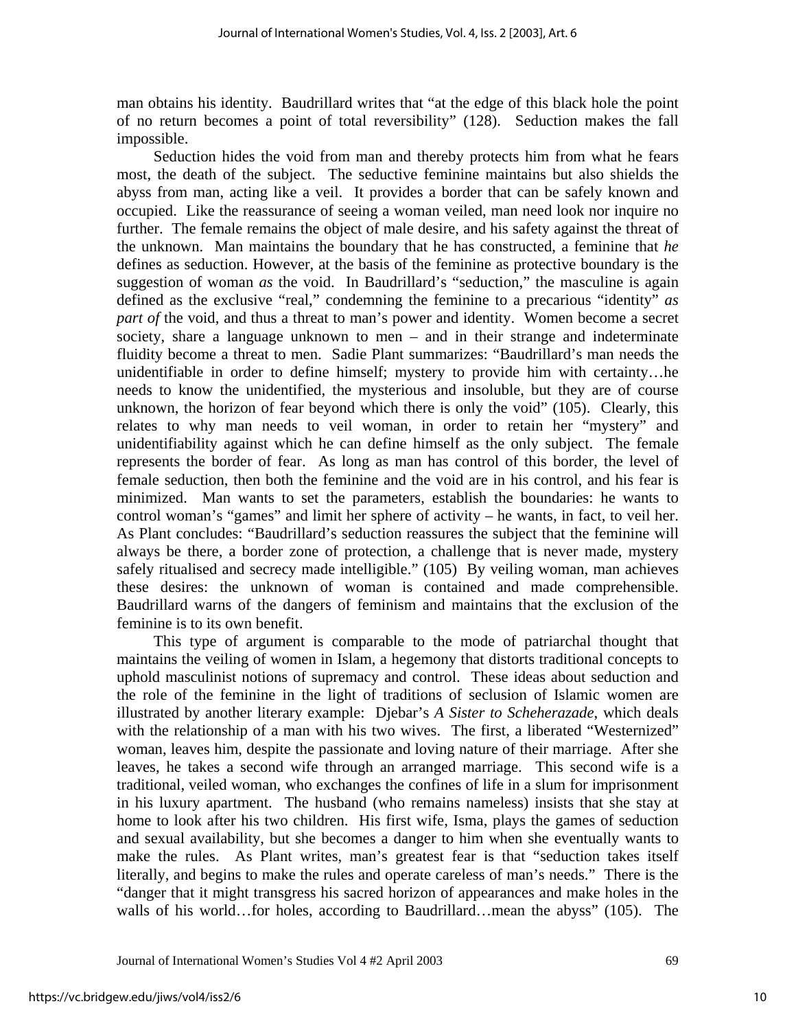man obtains his identity. Baudrillard writes that "at the edge of this black hole the point of no return becomes a point of total reversibility" (128). Seduction makes the fall impossible.

Seduction hides the void from man and thereby protects him from what he fears most, the death of the subject. The seductive feminine maintains but also shields the abyss from man, acting like a veil. It provides a border that can be safely known and occupied. Like the reassurance of seeing a woman veiled, man need look nor inquire no further. The female remains the object of male desire, and his safety against the threat of the unknown. Man maintains the boundary that he has constructed, a feminine that *he* defines as seduction. However, at the basis of the feminine as protective boundary is the suggestion of woman *as* the void. In Baudrillard's "seduction," the masculine is again defined as the exclusive "real," condemning the feminine to a precarious "identity" *as part of* the void, and thus a threat to man's power and identity. Women become a secret society, share a language unknown to men – and in their strange and indeterminate fluidity become a threat to men. Sadie Plant summarizes: "Baudrillard's man needs the unidentifiable in order to define himself; mystery to provide him with certainty…he needs to know the unidentified, the mysterious and insoluble, but they are of course unknown, the horizon of fear beyond which there is only the void" (105). Clearly, this relates to why man needs to veil woman, in order to retain her "mystery" and unidentifiability against which he can define himself as the only subject. The female represents the border of fear. As long as man has control of this border, the level of female seduction, then both the feminine and the void are in his control, and his fear is minimized. Man wants to set the parameters, establish the boundaries: he wants to control woman's "games" and limit her sphere of activity – he wants, in fact, to veil her. As Plant concludes: "Baudrillard's seduction reassures the subject that the feminine will always be there, a border zone of protection, a challenge that is never made, mystery safely ritualised and secrecy made intelligible." (105) By veiling woman, man achieves these desires: the unknown of woman is contained and made comprehensible. Baudrillard warns of the dangers of feminism and maintains that the exclusion of the feminine is to its own benefit.

This type of argument is comparable to the mode of patriarchal thought that maintains the veiling of women in Islam, a hegemony that distorts traditional concepts to uphold masculinist notions of supremacy and control. These ideas about seduction and the role of the feminine in the light of traditions of seclusion of Islamic women are illustrated by another literary example: Djebar's *A Sister to Scheherazade*, which deals with the relationship of a man with his two wives. The first, a liberated "Westernized" woman, leaves him, despite the passionate and loving nature of their marriage. After she leaves, he takes a second wife through an arranged marriage. This second wife is a traditional, veiled woman, who exchanges the confines of life in a slum for imprisonment in his luxury apartment. The husband (who remains nameless) insists that she stay at home to look after his two children. His first wife, Isma, plays the games of seduction and sexual availability, but she becomes a danger to him when she eventually wants to make the rules. As Plant writes, man's greatest fear is that "seduction takes itself literally, and begins to make the rules and operate careless of man's needs." There is the "danger that it might transgress his sacred horizon of appearances and make holes in the walls of his world…for holes, according to Baudrillard…mean the abyss" (105). The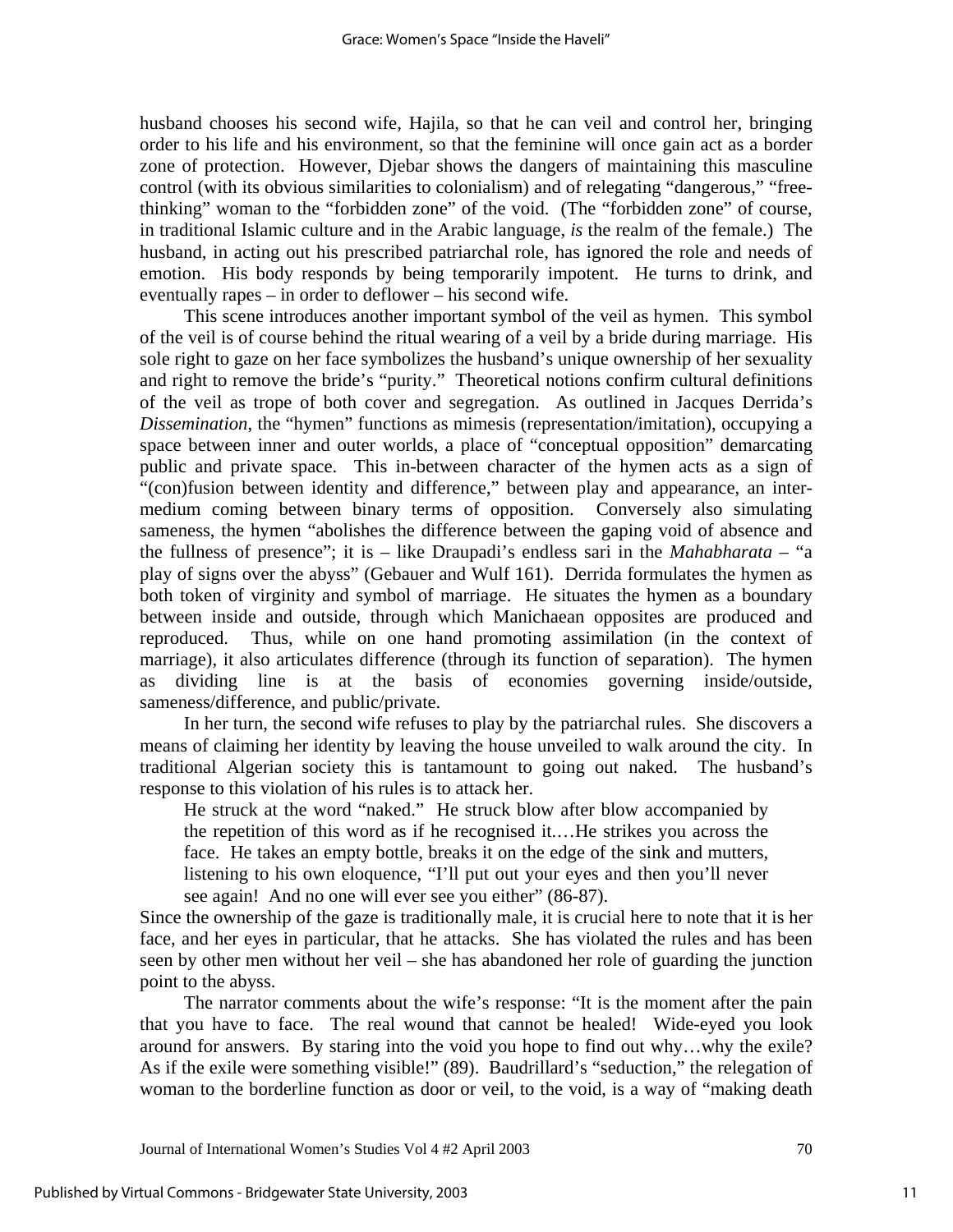husband chooses his second wife, Hajila, so that he can veil and control her, bringing order to his life and his environment, so that the feminine will once gain act as a border zone of protection. However, Djebar shows the dangers of maintaining this masculine control (with its obvious similarities to colonialism) and of relegating "dangerous," "free-thinking" woman to the "forbidden zone" of the void. (The "forbidden zone" of course, in traditional Islamic culture and in the Arabic language, *is* the realm of the female.) The husband, in acting out his prescribed patriarchal role, has ignored the role and needs of emotion. His body responds by being temporarily impotent. He turns to drink, and eventually rapes – in order to deflower – his second wife.

This scene introduces another important symbol of the veil as hymen. This symbol of the veil is of course behind the ritual wearing of a veil by a bride during marriage. His sole right to gaze on her face symbolizes the husband's unique ownership of her sexuality and right to remove the bride's "purity." Theoretical notions confirm cultural definitions of the veil as trope of both cover and segregation. As outlined in Jacques Derrida's *Dissemination*, the "hymen" functions as mimesis (representation/imitation), occupying a space between inner and outer worlds, a place of "conceptual opposition" demarcating public and private space. This in-between character of the hymen acts as a sign of "(con)fusion between identity and difference," between play and appearance, an inter-medium coming between binary terms of opposition. Conversely also simulating sameness, the hymen "abolishes the difference between the gaping void of absence and the fullness of presence"; it is – like Draupadi's endless sari in the *Mahabharata* – "a play of signs over the abyss" (Gebauer and Wulf 161). Derrida formulates the hymen as both token of virginity and symbol of marriage. He situates the hymen as a boundary between inside and outside, through which Manichaean opposites are produced and reproduced. Thus, while on one hand promoting assimilation (in the context of marriage), it also articulates difference (through its function of separation). The hymen as dividing line is at the basis of economies governing inside/outside, sameness/difference, and public/private.

In her turn, the second wife refuses to play by the patriarchal rules. She discovers a means of claiming her identity by leaving the house unveiled to walk around the city. In traditional Algerian society this is tantamount to going out naked. The husband's response to this violation of his rules is to attack her.

> He struck at the word "naked." He struck blow after blow accompanied by the repetition of this word as if he recognised it.…He strikes you across the face. He takes an empty bottle, breaks it on the edge of the sink and mutters, listening to his own eloquence, "I'll put out your eyes and then you'll never see again! And no one will ever see you either" (86-87).

Since the ownership of the gaze is traditionally male, it is crucial here to note that it is her face, and her eyes in particular, that he attacks. She has violated the rules and has been seen by other men without her veil – she has abandoned her role of guarding the junction point to the abyss.

The narrator comments about the wife's response: "It is the moment after the pain that you have to face. The real wound that cannot be healed! Wide-eyed you look around for answers. By staring into the void you hope to find out why…why the exile? As if the exile were something visible!" (89). Baudrillard's "seduction," the relegation of woman to the borderline function as door or veil, to the void, is a way of "making death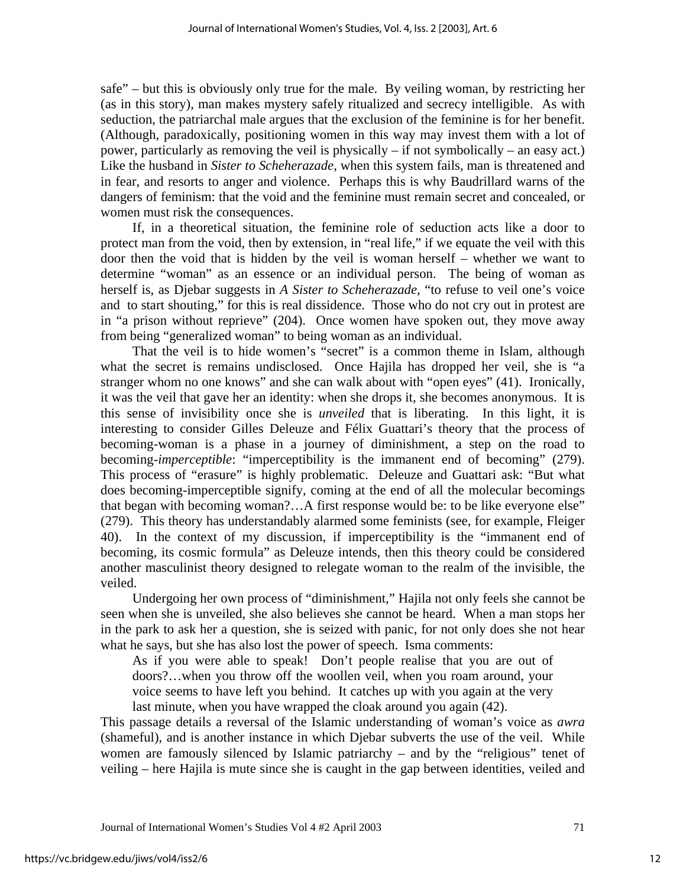safe" – but this is obviously only true for the male. By veiling woman, by restricting her (as in this story), man makes mystery safely ritualized and secrecy intelligible. As with seduction, the patriarchal male argues that the exclusion of the feminine is for her benefit. (Although, paradoxically, positioning women in this way may invest them with a lot of power, particularly as removing the veil is physically – if not symbolically – an easy act.) Like the husband in *Sister to Scheherazade*, when this system fails, man is threatened and in fear, and resorts to anger and violence. Perhaps this is why Baudrillard warns of the dangers of feminism: that the void and the feminine must remain secret and concealed, or women must risk the consequences.

If, in a theoretical situation, the feminine role of seduction acts like a door to protect man from the void, then by extension, in "real life," if we equate the veil with this door then the void that is hidden by the veil is woman herself – whether we want to determine "woman" as an essence or an individual person. The being of woman as herself is, as Djebar suggests in *A Sister to Scheherazade*, "to refuse to veil one's voice and to start shouting," for this is real dissidence. Those who do not cry out in protest are in "a prison without reprieve" (204). Once women have spoken out, they move away from being "generalized woman" to being woman as an individual.

That the veil is to hide women's "secret" is a common theme in Islam, although what the secret is remains undisclosed. Once Hajila has dropped her veil, she is "a stranger whom no one knows" and she can walk about with "open eyes" (41). Ironically, it was the veil that gave her an identity: when she drops it, she becomes anonymous. It is this sense of invisibility once she is *unveiled* that is liberating. In this light, it is interesting to consider Gilles Deleuze and Félix Guattari's theory that the process of becoming-woman is a phase in a journey of diminishment, a step on the road to becoming-*imperceptible*: "imperceptibility is the immanent end of becoming" (279). This process of "erasure" is highly problematic. Deleuze and Guattari ask: "But what does becoming-imperceptible signify, coming at the end of all the molecular becomings that began with becoming woman?…A first response would be: to be like everyone else" (279). This theory has understandably alarmed some feminists (see, for example, Fleiger 40). In the context of my discussion, if imperceptibility is the "immanent end of becoming, its cosmic formula" as Deleuze intends, then this theory could be considered another masculinist theory designed to relegate woman to the realm of the invisible, the veiled.

Undergoing her own process of "diminishment," Hajila not only feels she cannot be seen when she is unveiled, she also believes she cannot be heard. When a man stops her in the park to ask her a question, she is seized with panic, for not only does she not hear what he says, but she has also lost the power of speech. Isma comments:

> As if you were able to speak! Don't people realise that you are out of doors?…when you throw off the woollen veil, when you roam around, your voice seems to have left you behind. It catches up with you again at the very last minute, when you have wrapped the cloak around you again (42).

This passage details a reversal of the Islamic understanding of woman's voice as *awra* (shameful), and is another instance in which Djebar subverts the use of the veil. While women are famously silenced by Islamic patriarchy – and by the "religious" tenet of veiling – here Hajila is mute since she is caught in the gap between identities, veiled and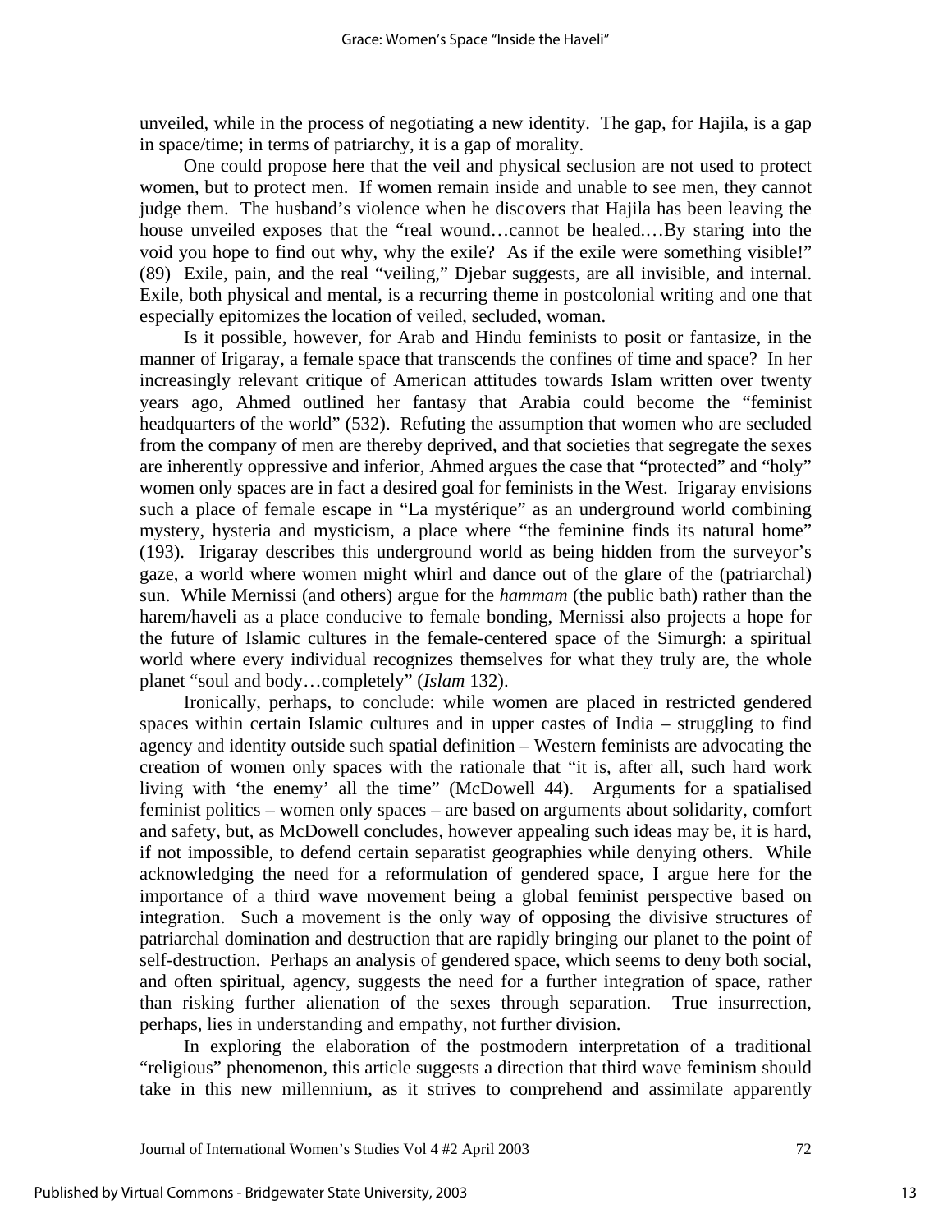unveiled, while in the process of negotiating a new identity. The gap, for Hajila, is a gap in space/time; in terms of patriarchy, it is a gap of morality.

One could propose here that the veil and physical seclusion are not used to protect women, but to protect men. If women remain inside and unable to see men, they cannot judge them. The husband's violence when he discovers that Hajila has been leaving the house unveiled exposes that the "real wound…cannot be healed.…By staring into the void you hope to find out why, why the exile? As if the exile were something visible!" (89) Exile, pain, and the real "veiling," Djebar suggests, are all invisible, and internal. Exile, both physical and mental, is a recurring theme in postcolonial writing and one that especially epitomizes the location of veiled, secluded, woman.

Is it possible, however, for Arab and Hindu feminists to posit or fantasize, in the manner of Irigaray, a female space that transcends the confines of time and space? In her increasingly relevant critique of American attitudes towards Islam written over twenty years ago, Ahmed outlined her fantasy that Arabia could become the "feminist headquarters of the world" (532). Refuting the assumption that women who are secluded from the company of men are thereby deprived, and that societies that segregate the sexes are inherently oppressive and inferior, Ahmed argues the case that "protected" and "holy" women only spaces are in fact a desired goal for feminists in the West. Irigaray envisions such a place of female escape in "La mystérique" as an underground world combining mystery, hysteria and mysticism, a place where "the feminine finds its natural home" (193). Irigaray describes this underground world as being hidden from the surveyor's gaze, a world where women might whirl and dance out of the glare of the (patriarchal) sun. While Mernissi (and others) argue for the *hammam* (the public bath) rather than the harem/haveli as a place conducive to female bonding, Mernissi also projects a hope for the future of Islamic cultures in the female-centered space of the Simurgh: a spiritual world where every individual recognizes themselves for what they truly are, the whole planet "soul and body…completely" (*Islam* 132).

Ironically, perhaps, to conclude: while women are placed in restricted gendered spaces within certain Islamic cultures and in upper castes of India – struggling to find agency and identity outside such spatial definition – Western feminists are advocating the creation of women only spaces with the rationale that "it is, after all, such hard work living with 'the enemy' all the time" (McDowell 44). Arguments for a spatialised feminist politics – women only spaces – are based on arguments about solidarity, comfort and safety, but, as McDowell concludes, however appealing such ideas may be, it is hard, if not impossible, to defend certain separatist geographies while denying others. While acknowledging the need for a reformulation of gendered space, I argue here for the importance of a third wave movement being a global feminist perspective based on integration. Such a movement is the only way of opposing the divisive structures of patriarchal domination and destruction that are rapidly bringing our planet to the point of self-destruction. Perhaps an analysis of gendered space, which seems to deny both social, and often spiritual, agency, suggests the need for a further integration of space, rather than risking further alienation of the sexes through separation. True insurrection, perhaps, lies in understanding and empathy, not further division.

In exploring the elaboration of the postmodern interpretation of a traditional "religious" phenomenon, this article suggests a direction that third wave feminism should take in this new millennium, as it strives to comprehend and assimilate apparently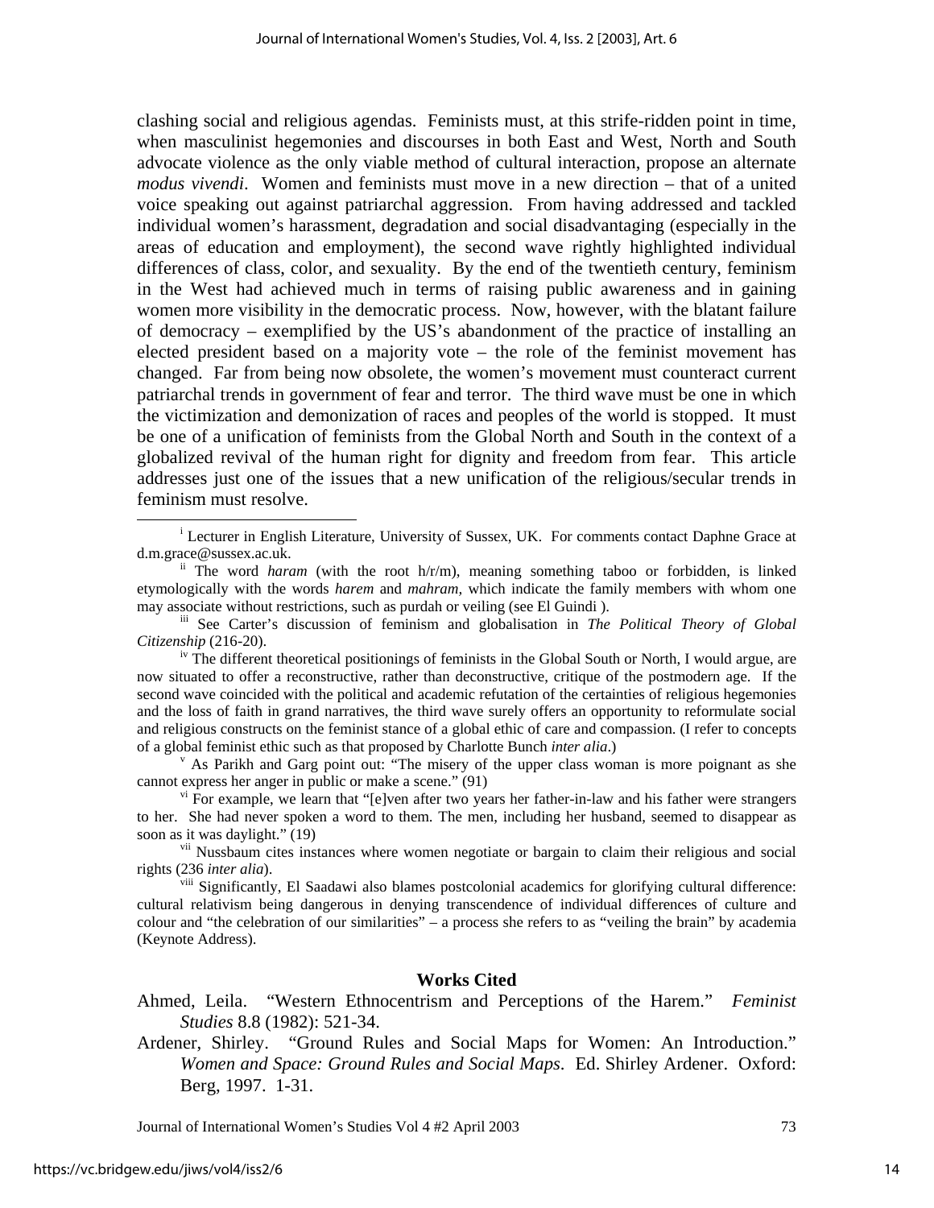clashing social and religious agendas. Feminists must, at this strife-ridden point in time, when masculinist hegemonies and discourses in both East and West, North and South advocate violence as the only viable method of cultural interaction, propose an alternate *modus vivendi*. Women and feminists must move in a new direction – that of a united voice speaking out against patriarchal aggression. From having addressed and tackled individual women's harassment, degradation and social disadvantaging (especially in the areas of education and employment), the second wave rightly highlighted individual differences of class, color, and sexuality. By the end of the twentieth century, feminism in the West had achieved much in terms of raising public awareness and in gaining women more visibility in the democratic process. Now, however, with the blatant failure of democracy – exemplified by the US's abandonment of the practice of installing an elected president based on a majority vote – the role of the feminist movement has changed. Far from being now obsolete, the women's movement must counteract current patriarchal trends in government of fear and terror. The third wave must be one in which the victimization and demonization of races and peoples of the world is stopped. It must be one of a unification of feminists from the Global North and South in the context of a globalized revival of the human right for dignity and freedom from fear. This article addresses just one of the issues that a new unification of the religious/secular trends in feminism must resolve.

---

[i] Lecturer in English Literature, University of Sussex, UK. For comments contact Daphne Grace at d.m.grace@sussex.ac.uk.

[ii] The word *haram* (with the root h/r/m), meaning something taboo or forbidden, is linked etymologically with the words *harem* and *mahram,* which indicate the family members with whom one may associate without restrictions, such as purdah or veiling (see El Guindi ).

[iii] See Carter's discussion of feminism and globalisation in *The Political Theory of Global Citizenship* (216-20).

[iv] The different theoretical positionings of feminists in the Global South or North, I would argue, are now situated to offer a reconstructive, rather than deconstructive, critique of the postmodern age. If the second wave coincided with the political and academic refutation of the certainties of religious hegemonies and the loss of faith in grand narratives, the third wave surely offers an opportunity to reformulate social and religious constructs on the feminist stance of a global ethic of care and compassion. (I refer to concepts of a global feminist ethic such as that proposed by Charlotte Bunch *inter alia*.)

[v] As Parikh and Garg point out: "The misery of the upper class woman is more poignant as she cannot express her anger in public or make a scene." (91)

[vi] For example, we learn that "[e]ven after two years her father-in-law and his father were strangers to her. She had never spoken a word to them. The men, including her husband, seemed to disappear as soon as it was daylight." (19)

[vii] Nussbaum cites instances where women negotiate or bargain to claim their religious and social rights (236 *inter alia*).

[viii] Significantly, El Saadawi also blames postcolonial academics for glorifying cultural difference: cultural relativism being dangerous in denying transcendence of individual differences of culture and colour and "the celebration of our similarities" – a process she refers to as "veiling the brain" by academia (Keynote Address).

## Works Cited

Ahmed, Leila. "Western Ethnocentrism and Perceptions of the Harem." *Feminist Studies* 8.8 (1982): 521-34.

Ardener, Shirley. "Ground Rules and Social Maps for Women: An Introduction." *Women and Space: Ground Rules and Social Maps*. Ed. Shirley Ardener. Oxford: Berg, 1997. 1-31.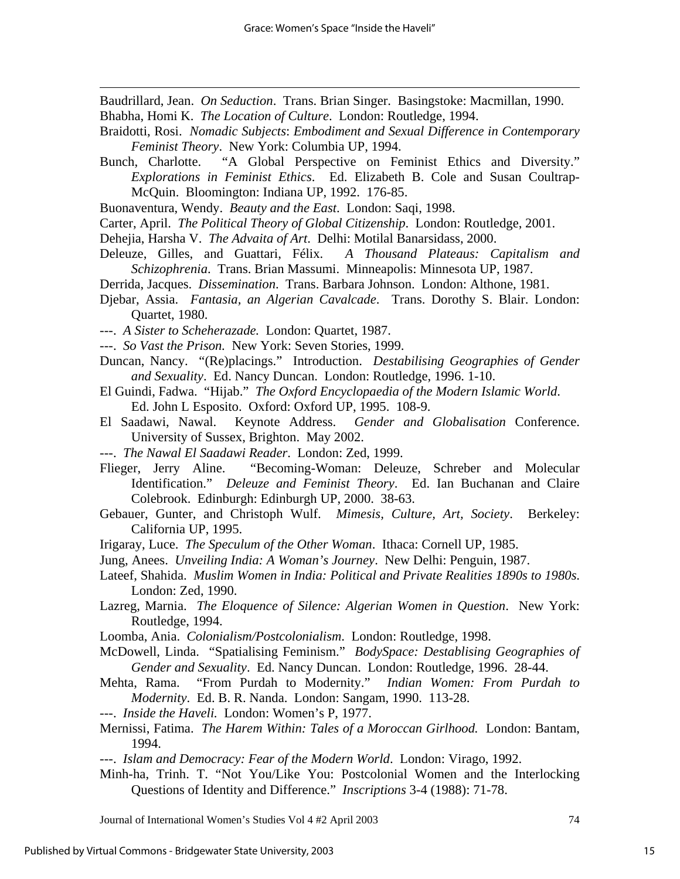Baudrillard, Jean. *On Seduction*. Trans. Brian Singer. Basingstoke: Macmillan, 1990.

Bhabha, Homi K. *The Location of Culture*. London: Routledge, 1994.

Braidotti, Rosi. *Nomadic Subjects*: *Embodiment and Sexual Difference in Contemporary Feminist Theory*. New York: Columbia UP, 1994.

Bunch, Charlotte. "A Global Perspective on Feminist Ethics and Diversity." *Explorations in Feminist Ethics*. Ed. Elizabeth B. Cole and Susan Coultrap-McQuin. Bloomington: Indiana UP, 1992. 176-85.

Buonaventura, Wendy. *Beauty and the East*. London: Saqi, 1998.

Carter, April. *The Political Theory of Global Citizenship*. London: Routledge, 2001.

Dehejia, Harsha V. *The Advaita of Art*. Delhi: Motilal Banarsidass, 2000.

Deleuze, Gilles, and Guattari, Félix. *A Thousand Plateaus: Capitalism and Schizophrenia*. Trans. Brian Massumi. Minneapolis: Minnesota UP, 1987.

Derrida, Jacques. *Dissemination*. Trans. Barbara Johnson. London: Althone, 1981.

Djebar, Assia. *Fantasia, an Algerian Cavalcade*. Trans. Dorothy S. Blair. London: Quartet, 1980.

---. *A Sister to Scheherazade.* London: Quartet, 1987.

---. *So Vast the Prison.* New York: Seven Stories, 1999.

Duncan, Nancy. "(Re)placings." Introduction. *Destabilising Geographies of Gender and Sexuality*. Ed. Nancy Duncan. London: Routledge, 1996. 1-10.

El Guindi, Fadwa. "Hijab." *The Oxford Encyclopaedia of the Modern Islamic World*. Ed. John L Esposito. Oxford: Oxford UP, 1995. 108-9.

El Saadawi, Nawal. Keynote Address. *Gender and Globalisation* Conference. University of Sussex, Brighton. May 2002.

---. *The Nawal El Saadawi Reader*. London: Zed, 1999.

Flieger, Jerry Aline. "Becoming-Woman: Deleuze, Schreber and Molecular Identification." *Deleuze and Feminist Theory*. Ed. Ian Buchanan and Claire Colebrook. Edinburgh: Edinburgh UP, 2000. 38-63.

Gebauer, Gunter, and Christoph Wulf. *Mimesis, Culture, Art, Society*. Berkeley: California UP, 1995.

Irigaray, Luce. *The Speculum of the Other Woman*. Ithaca: Cornell UP, 1985.

Jung, Anees. *Unveiling India: A Woman's Journey*. New Delhi: Penguin, 1987.

Lateef, Shahida. *Muslim Women in India: Political and Private Realities 1890s to 1980s.* London: Zed, 1990.

Lazreg, Marnia. *The Eloquence of Silence: Algerian Women in Question*. New York: Routledge, 1994.

Loomba, Ania. *Colonialism/Postcolonialism*. London: Routledge, 1998.

McDowell, Linda. "Spatialising Feminism." *BodySpace: Destablising Geographies of Gender and Sexuality*. Ed. Nancy Duncan. London: Routledge, 1996. 28-44.

Mehta, Rama. "From Purdah to Modernity." *Indian Women: From Purdah to Modernity*. Ed. B. R. Nanda. London: Sangam, 1990. 113-28.

---. *Inside the Haveli.* London: Women's P, 1977.

Mernissi, Fatima. *The Harem Within: Tales of a Moroccan Girlhood.* London: Bantam, 1994.

---. *Islam and Democracy: Fear of the Modern World*. London: Virago, 1992.

Minh-ha, Trinh. T. "Not You/Like You: Postcolonial Women and the Interlocking Questions of Identity and Difference." *Inscriptions* 3-4 (1988): 71-78.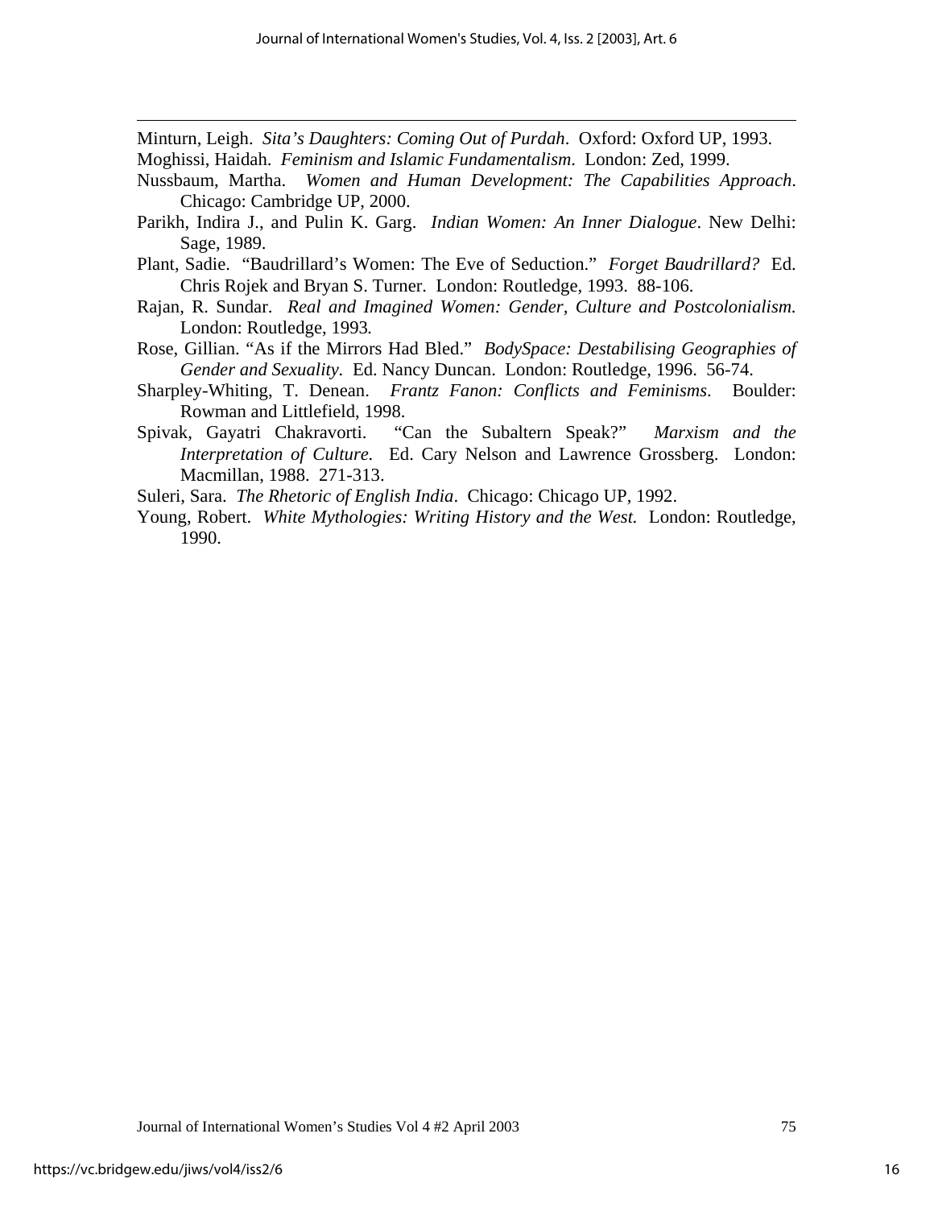Minturn, Leigh. *Sita's Daughters: Coming Out of Purdah*. Oxford: Oxford UP, 1993.

Moghissi, Haidah. *Feminism and Islamic Fundamentalism*. London: Zed, 1999.

Nussbaum, Martha. *Women and Human Development: The Capabilities Approach*. Chicago: Cambridge UP, 2000.

Parikh, Indira J., and Pulin K. Garg. *Indian Women: An Inner Dialogue*. New Delhi: Sage, 1989.

Plant, Sadie. "Baudrillard's Women: The Eve of Seduction." *Forget Baudrillard?* Ed. Chris Rojek and Bryan S. Turner. London: Routledge, 1993. 88-106.

Rajan, R. Sundar. *Real and Imagined Women: Gender, Culture and Postcolonialism.* London: Routledge, 1993.

Rose, Gillian. "As if the Mirrors Had Bled." *BodySpace: Destabilising Geographies of Gender and Sexuality*. Ed. Nancy Duncan. London: Routledge, 1996. 56-74.

Sharpley-Whiting, T. Denean. *Frantz Fanon: Conflicts and Feminisms*. Boulder: Rowman and Littlefield, 1998.

Spivak, Gayatri Chakravorti. "Can the Subaltern Speak?" *Marxism and the Interpretation of Culture*. Ed. Cary Nelson and Lawrence Grossberg. London: Macmillan, 1988. 271-313.

Suleri, Sara. *The Rhetoric of English India*. Chicago: Chicago UP, 1992.

Young, Robert. *White Mythologies: Writing History and the West.* London: Routledge, 1990.